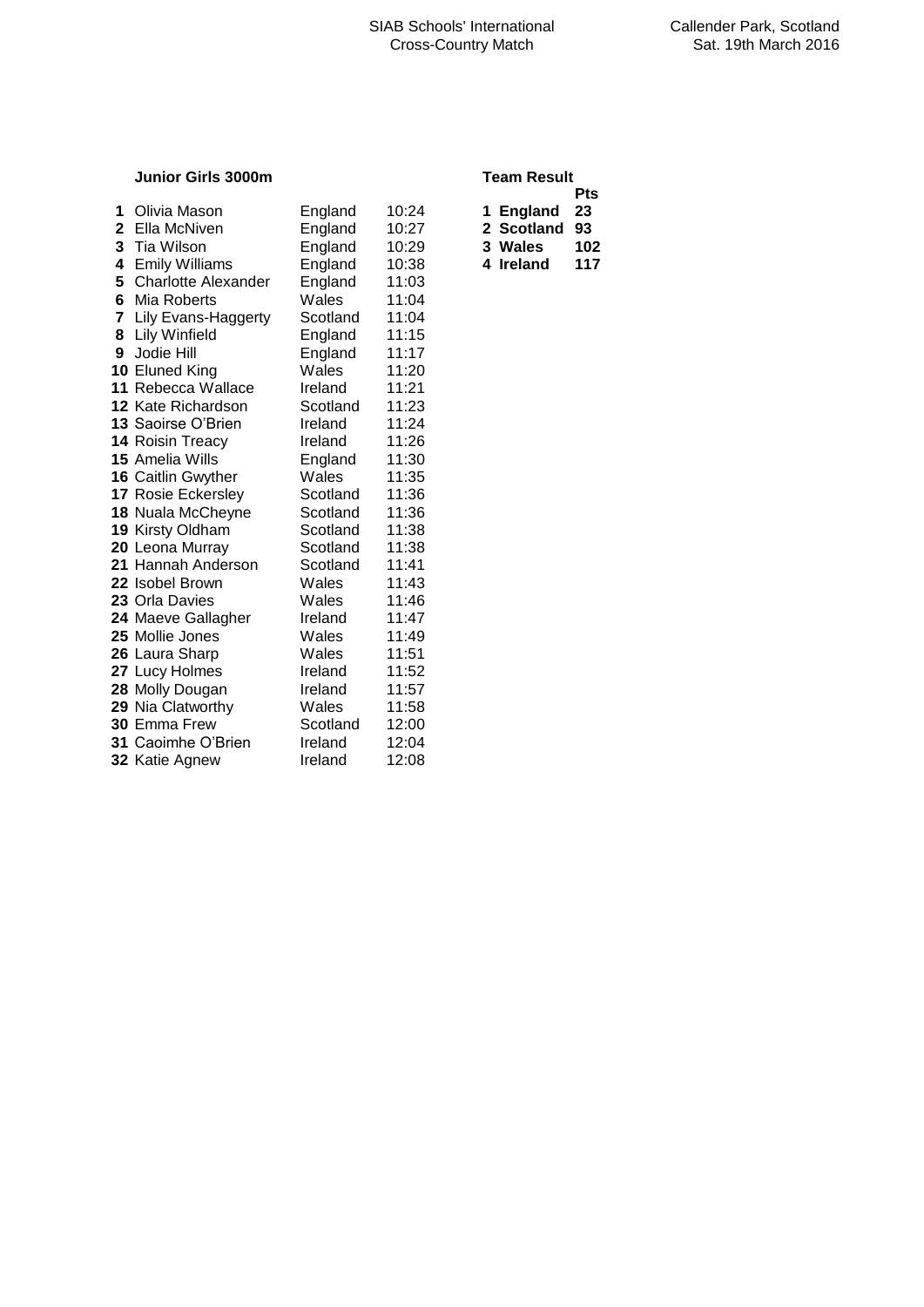SIAB Schools' International Cross-Country Match

Callender Park, Scotland
Sat. 19th March 2016

## Junior Girls 3000m

| Pos | Name | Team | Time |
|---|---|---|---|
| 1 | Olivia Mason | England | 10:24 |
| 2 | Ella McNiven | England | 10:27 |
| 3 | Tia Wilson | England | 10:29 |
| 4 | Emily Williams | England | 10:38 |
| 5 | Charlotte Alexander | England | 11:03 |
| 6 | Mia Roberts | Wales | 11:04 |
| 7 | Lily Evans-Haggerty | Scotland | 11:04 |
| 8 | Lily Winfield | England | 11:15 |
| 9 | Jodie Hill | England | 11:17 |
| 10 | Eluned King | Wales | 11:20 |
| 11 | Rebecca Wallace | Ireland | 11:21 |
| 12 | Kate Richardson | Scotland | 11:23 |
| 13 | Saoirse O'Brien | Ireland | 11:24 |
| 14 | Roisin Treacy | Ireland | 11:26 |
| 15 | Amelia Wills | England | 11:30 |
| 16 | Caitlin Gwyther | Wales | 11:35 |
| 17 | Rosie Eckersley | Scotland | 11:36 |
| 18 | Nuala McCheyne | Scotland | 11:36 |
| 19 | Kirsty Oldham | Scotland | 11:38 |
| 20 | Leona Murray | Scotland | 11:38 |
| 21 | Hannah Anderson | Scotland | 11:41 |
| 22 | Isobel Brown | Wales | 11:43 |
| 23 | Orla Davies | Wales | 11:46 |
| 24 | Maeve Gallagher | Ireland | 11:47 |
| 25 | Mollie Jones | Wales | 11:49 |
| 26 | Laura Sharp | Wales | 11:51 |
| 27 | Lucy Holmes | Ireland | 11:52 |
| 28 | Molly Dougan | Ireland | 11:57 |
| 29 | Nia Clatworthy | Wales | 11:58 |
| 30 | Emma Frew | Scotland | 12:00 |
| 31 | Caoimhe O'Brien | Ireland | 12:04 |
| 32 | Katie Agnew | Ireland | 12:08 |

**Team Result**

| Pos | Team | Pts |
|---|---|---|
| 1 | **England** | **23** |
| 2 | **Scotland** | **93** |
| 3 | **Wales** | **102** |
| 4 | **Ireland** | **117** |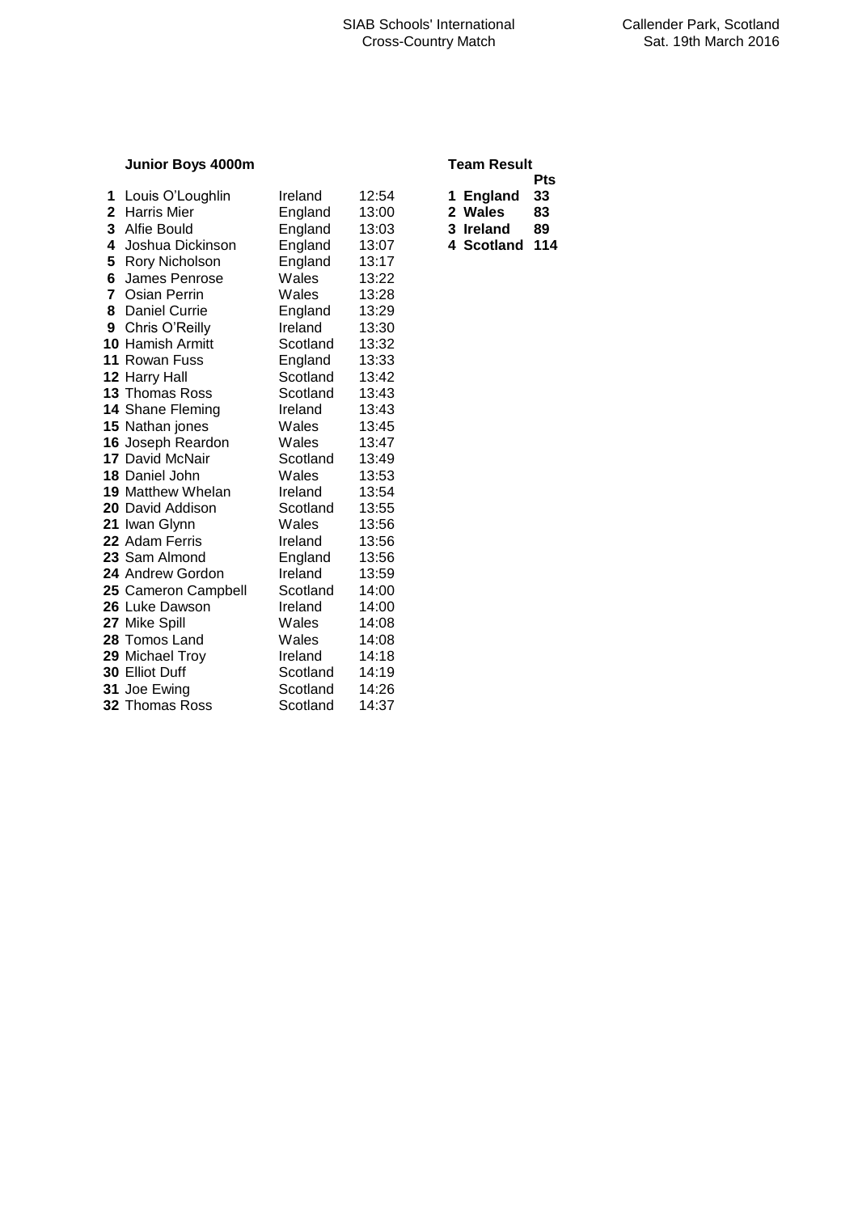SIAB Schools' International Cross-Country Match

Callender Park, Scotland
Sat. 19th March 2016

### Junior Boys 4000m

| Pos | Name | Country | Time |
|---|---|---|---|
| 1 | Louis O'Loughlin | Ireland | 12:54 |
| 2 | Harris Mier | England | 13:00 |
| 3 | Alfie Bould | England | 13:03 |
| 4 | Joshua Dickinson | England | 13:07 |
| 5 | Rory Nicholson | England | 13:17 |
| 6 | James Penrose | Wales | 13:22 |
| 7 | Osian Perrin | Wales | 13:28 |
| 8 | Daniel Currie | England | 13:29 |
| 9 | Chris O'Reilly | Ireland | 13:30 |
| 10 | Hamish Armitt | Scotland | 13:32 |
| 11 | Rowan Fuss | England | 13:33 |
| 12 | Harry Hall | Scotland | 13:42 |
| 13 | Thomas Ross | Scotland | 13:43 |
| 14 | Shane Fleming | Ireland | 13:43 |
| 15 | Nathan jones | Wales | 13:45 |
| 16 | Joseph Reardon | Wales | 13:47 |
| 17 | David McNair | Scotland | 13:49 |
| 18 | Daniel John | Wales | 13:53 |
| 19 | Matthew Whelan | Ireland | 13:54 |
| 20 | David Addison | Scotland | 13:55 |
| 21 | Iwan Glynn | Wales | 13:56 |
| 22 | Adam Ferris | Ireland | 13:56 |
| 23 | Sam Almond | England | 13:56 |
| 24 | Andrew Gordon | Ireland | 13:59 |
| 25 | Cameron Campbell | Scotland | 14:00 |
| 26 | Luke Dawson | Ireland | 14:00 |
| 27 | Mike Spill | Wales | 14:08 |
| 28 | Tomos Land | Wales | 14:08 |
| 29 | Michael Troy | Ireland | 14:18 |
| 30 | Elliot Duff | Scotland | 14:19 |
| 31 | Joe Ewing | Scotland | 14:26 |
| 32 | Thomas Ross | Scotland | 14:37 |

### Team Result

| Pos | Team | Pts |
|---|---|---|
| 1 | **England** | **33** |
| 2 | **Wales** | **83** |
| 3 | **Ireland** | **89** |
| 4 | **Scotland** | **114** |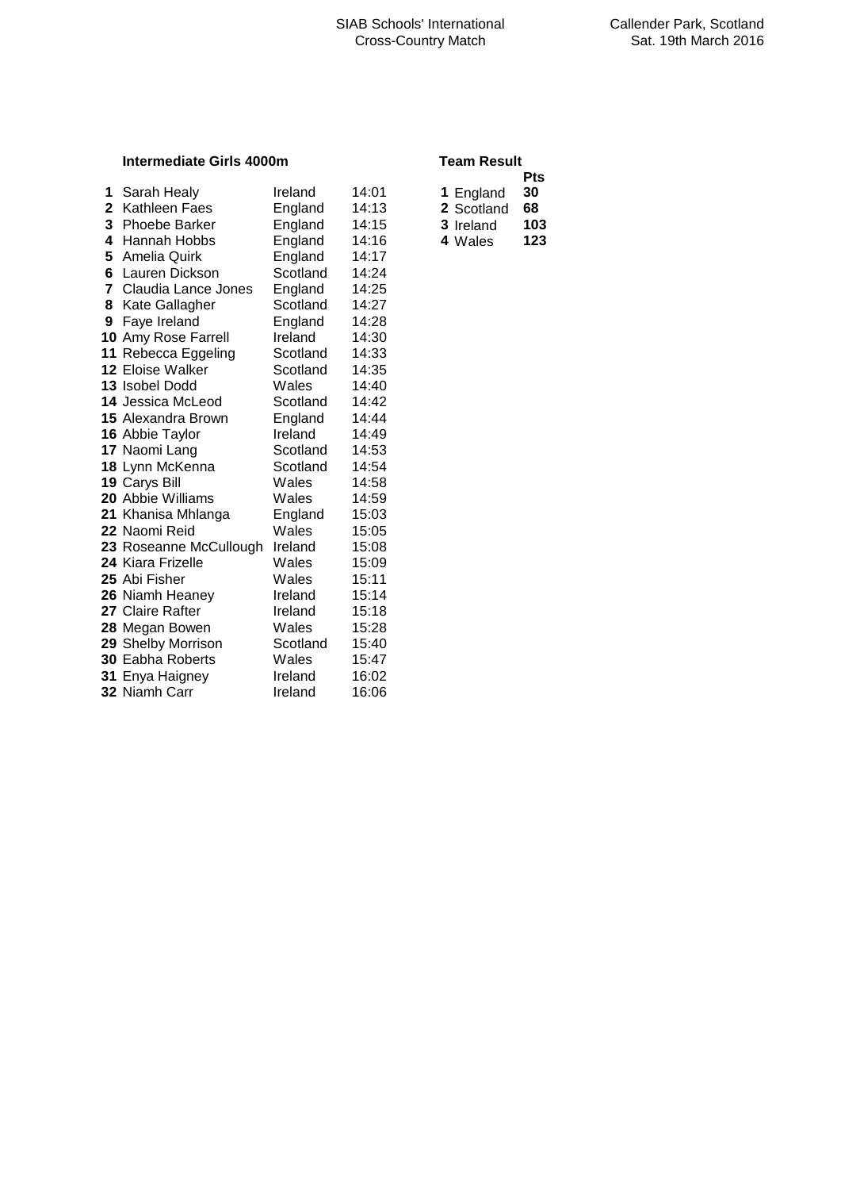SIAB Schools' International Cross-Country Match

Callender Park, Scotland
Sat. 19th March 2016

### Intermediate Girls 4000m

| Pos | Name | Team | Time |
|---|---|---|---|
| 1 | Sarah Healy | Ireland | 14:01 |
| 2 | Kathleen Faes | England | 14:13 |
| 3 | Phoebe Barker | England | 14:15 |
| 4 | Hannah Hobbs | England | 14:16 |
| 5 | Amelia Quirk | England | 14:17 |
| 6 | Lauren Dickson | Scotland | 14:24 |
| 7 | Claudia Lance Jones | England | 14:25 |
| 8 | Kate Gallagher | Scotland | 14:27 |
| 9 | Faye Ireland | England | 14:28 |
| 10 | Amy Rose Farrell | Ireland | 14:30 |
| 11 | Rebecca Eggeling | Scotland | 14:33 |
| 12 | Eloise Walker | Scotland | 14:35 |
| 13 | Isobel Dodd | Wales | 14:40 |
| 14 | Jessica McLeod | Scotland | 14:42 |
| 15 | Alexandra Brown | England | 14:44 |
| 16 | Abbie Taylor | Ireland | 14:49 |
| 17 | Naomi Lang | Scotland | 14:53 |
| 18 | Lynn McKenna | Scotland | 14:54 |
| 19 | Carys Bill | Wales | 14:58 |
| 20 | Abbie Williams | Wales | 14:59 |
| 21 | Khanisa Mhlanga | England | 15:03 |
| 22 | Naomi Reid | Wales | 15:05 |
| 23 | Roseanne McCullough | Ireland | 15:08 |
| 24 | Kiara Frizelle | Wales | 15:09 |
| 25 | Abi Fisher | Wales | 15:11 |
| 26 | Niamh Heaney | Ireland | 15:14 |
| 27 | Claire Rafter | Ireland | 15:18 |
| 28 | Megan Bowen | Wales | 15:28 |
| 29 | Shelby Morrison | Scotland | 15:40 |
| 30 | Eabha Roberts | Wales | 15:47 |
| 31 | Enya Haigney | Ireland | 16:02 |
| 32 | Niamh Carr | Ireland | 16:06 |

### Team Result

| Pos | Team | Pts |
|---|---|---|
| 1 | England | 30 |
| 2 | Scotland | 68 |
| 3 | Ireland | 103 |
| 4 | Wales | 123 |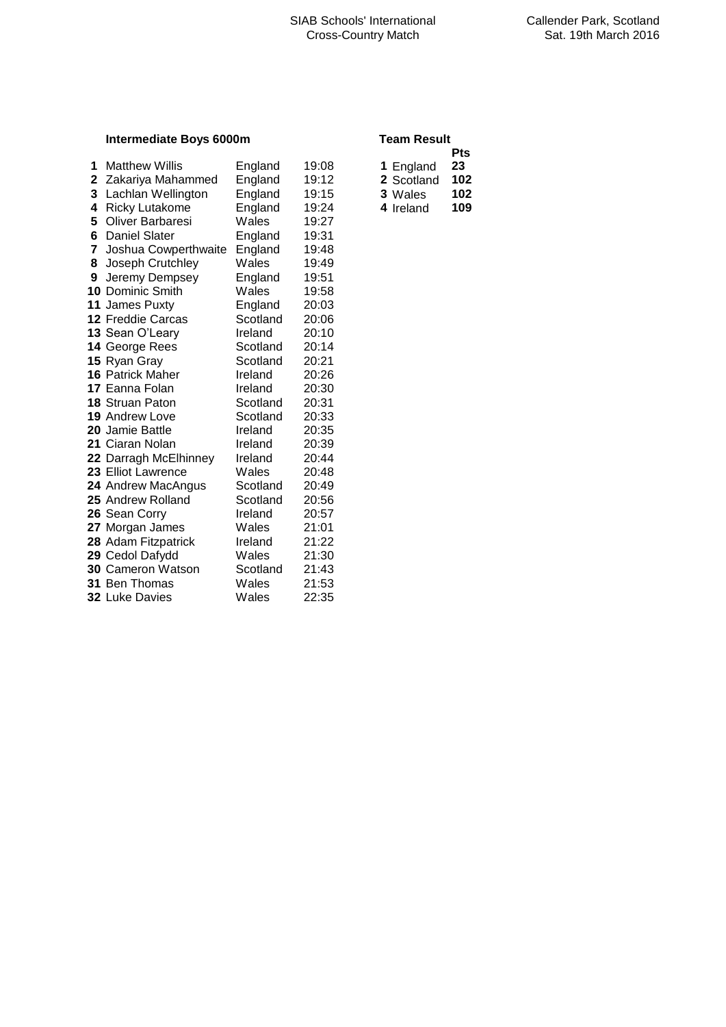SIAB Schools' International Cross-Country Match

Callender Park, Scotland
Sat. 19th March 2016

### Intermediate Boys 6000m

| | | | |
|---|---|---|---|
| 1 | Matthew Willis | England | 19:08 |
| 2 | Zakariya Mahammed | England | 19:12 |
| 3 | Lachlan Wellington | England | 19:15 |
| 4 | Ricky Lutakome | England | 19:24 |
| 5 | Oliver Barbaresi | Wales | 19:27 |
| 6 | Daniel Slater | England | 19:31 |
| 7 | Joshua Cowperthwaite | England | 19:48 |
| 8 | Joseph Crutchley | Wales | 19:49 |
| 9 | Jeremy Dempsey | England | 19:51 |
| 10 | Dominic Smith | Wales | 19:58 |
| 11 | James Puxty | England | 20:03 |
| 12 | Freddie Carcas | Scotland | 20:06 |
| 13 | Sean O'Leary | Ireland | 20:10 |
| 14 | George Rees | Scotland | 20:14 |
| 15 | Ryan Gray | Scotland | 20:21 |
| 16 | Patrick Maher | Ireland | 20:26 |
| 17 | Eanna Folan | Ireland | 20:30 |
| 18 | Struan Paton | Scotland | 20:31 |
| 19 | Andrew Love | Scotland | 20:33 |
| 20 | Jamie Battle | Ireland | 20:35 |
| 21 | Ciaran Nolan | Ireland | 20:39 |
| 22 | Darragh McElhinney | Ireland | 20:44 |
| 23 | Elliot Lawrence | Wales | 20:48 |
| 24 | Andrew MacAngus | Scotland | 20:49 |
| 25 | Andrew Rolland | Scotland | 20:56 |
| 26 | Sean Corry | Ireland | 20:57 |
| 27 | Morgan James | Wales | 21:01 |
| 28 | Adam Fitzpatrick | Ireland | 21:22 |
| 29 | Cedol Dafydd | Wales | 21:30 |
| 30 | Cameron Watson | Scotland | 21:43 |
| 31 | Ben Thomas | Wales | 21:53 |
| 32 | Luke Davies | Wales | 22:35 |

### Team Result

| | | Pts |
|---|---|---|
| 1 | England | 23 |
| 2 | Scotland | 102 |
| 3 | Wales | 102 |
| 4 | Ireland | 109 |